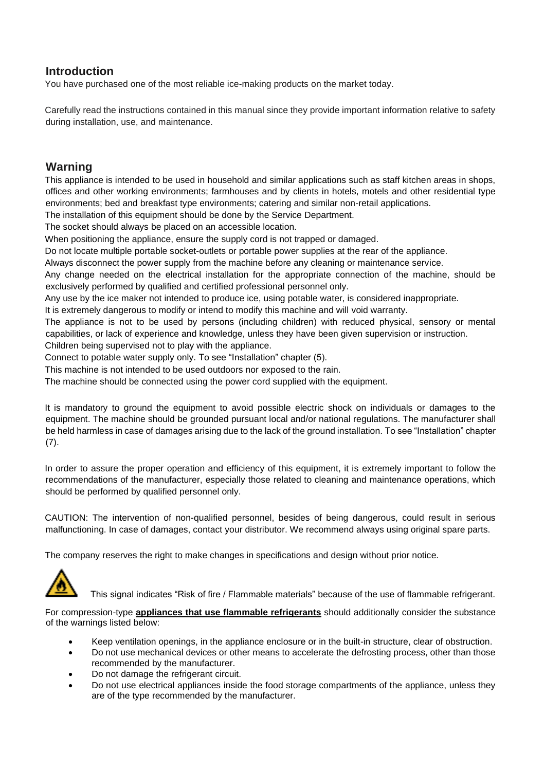## Introduction

You have purchased one of the most reliable ice-making products on the market today.

Carefully read the instructions contained in this manual since they provide important information relative to safety during installation, use, and maintenance.

## Warning

This appliance is intended to be used in household and similar applications such as staff kitchen areas in shops, offices and other working environments; farmhousues and by clients in hotels, motels and other residential type environments; bed and breakfast type environments; catering and similar non-retail applications.

The installation of this equipment should be done by the Service Department.

The socket should always be placed on an accessible location.

When positioning the appliance, ensure the supply cord is not trapped or damaged.

Do not locate multiple portable socket-outlets or portable power supplies at the rear of the appliance.

Always disconnect the power supply from the machine before any cleaning or maintenance service.

Any change needed on the electrical installation for the appropriate connection of the machine, should be exclusively performed by qualified and certified professional personnel only.

Any use by the ice maker not intended to produce ice, using potable water, is considered inappropriate.

It is extremely dangerous to modify or intend to modify this machine and will void warranty.

The appliance is not to be used by persons (including children) with reduced physical, sensory or mental capabilities, or lack of experience and knowledge, unless they have been given supervision or instruction.

Children being supervised not to play with the appliance.

Connect to potable water supply only. To see "Installation" chapter (5).

This machine is not intended to be used outdoors nor exposed to the rain.

The machine should be connected using the power cord supplied with the equipment.

It is mandatory to ground the equipment to avoid possible electric shock on individuals or damages to the equipment. The machine should be grounded pursuant local and/or national regulations. The manufacturer shall be held harmless in case of damages arising due to the lack of the ground installation. To see "Installation" chapter (7).

In order to assure the proper operation and efficiency of this equipment, it is extremely important to follow the recommendations of the manufacturer, especially those related to cleaning and maintenance operations, which should be performed by qualified personnel only.

CAUTION: The intervention of non-qualified personnel, besides of being dangerous, could result in serious malfunctioning. In case of damages, contact your distributor. We recommend always using original spare parts.

The company reserves the right to make changes in specifications and design without prior notice.

This signal indicates "Risk of fire / Flammable materials" because of the use of flammable refrigerant.

For compression-type **appliances that use flammable refrigerants** should additionally consider the substance of the warnings listed below:

- Keep ventilation openings, in the appliance enclosure or in the built-in structure, clear of obstruction.
- Do not use mechanical devices or other means to accelerate the defrosting process, other than those recommended by the manufacturer.
- Do not damage the refrigerant circuit.
- Do not use electrical appliances inside the food storage compartments of the appliance, unless they are of the type recommended by the manufacturer.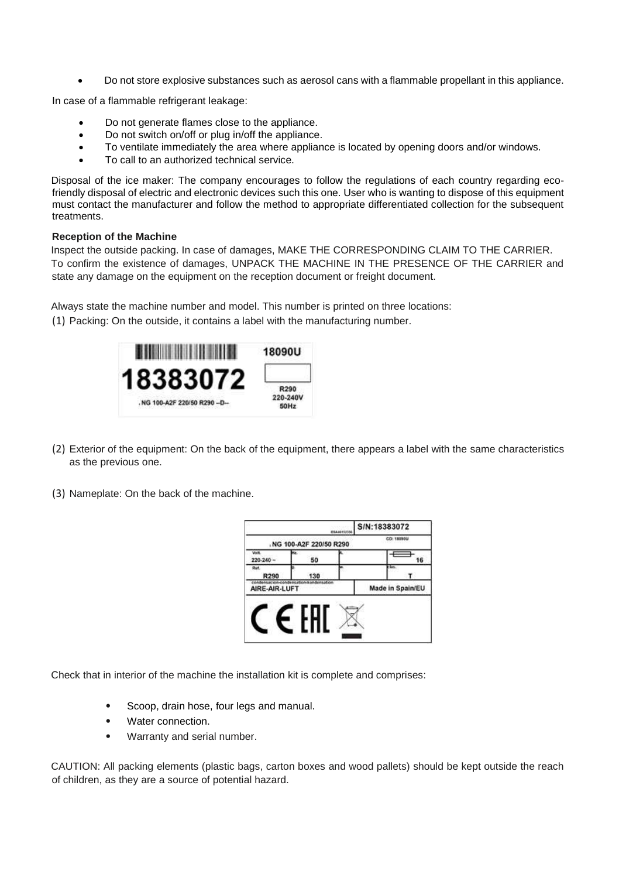- Do not store explosive substances such as aerosol cans with a flammable propellant in this appliance.

In case of a flammable refrigerant leakage:

- Do not generate flames close to the appliance.
- Do not switch on/off or plug in/off the appliance.
- To ventilate immediately the area where appliance is located by opening doors and/or windows.
- To call to an authorized technical service.

Disposal of the ice maker: The company encourages to follow the regulations of each country regarding eco-friendly disposal of electric and electronic devices such this one. User who is wanting to dispose of this equipment must contact the manufacturer and follow the method to appropriate differentiated collection for the subsequent treatments.

**Reception of the Machine**

Inspect the outside packing. In case of damages, MAKE THE CORRESPONDING CLAIM TO THE CARRIER. To confirm the existence of damages, UNPACK THE MACHINE IN THE PRESENCE OF THE CARRIER and state any damage on the equipment on the reception document or freight document.

Always state the machine number and model. This number is printed on three locations:

(1) Packing: On the outside, it contains a label with the manufacturing number.

18383072 | 18090U
NG 100-A2F 220/50 R290 --D-- | R290 220-240V 50Hz

(2) Exterior of the equipment: On the back of the equipment, there appears a label with the same characteristics as the previous one.

(3) Nameplate: On the back of the machine.

| | | | S/N:18383072 |
|---|---|---|---|
| NG 100-A2F 220/50 R290 | | | CD: 18090U |
| Volt. 220-240 ~ | Hz. 50 | A. | 16 |
| Ref. R290 | g. 130 | W. | Clas. T |
| condensacion-condensation-kondensation AIRE-AIR-LUFT | | | Made in Spain/EU |

Check that in interior of the machine the installation kit is complete and comprises:

- Scoop, drain hose, four legs and manual.
- Water connection.
- Warranty and serial number.

CAUTION: All packing elements (plastic bags, carton boxes and wood pallets) should be kept outside the reach of children, as they are a source of potential hazard.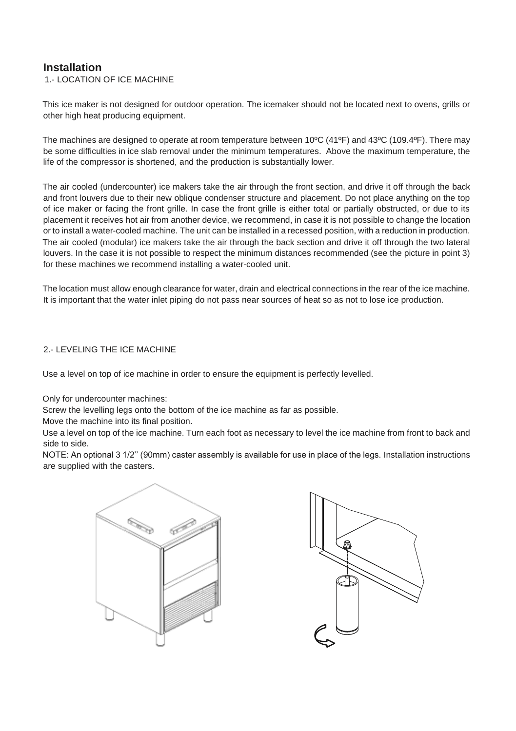## Installation

1.- LOCATION OF ICE MACHINE

This ice maker is not designed for outdoor operation. The icemaker should not be located next to ovens, grills or other high heat producing equipment.

The machines are designed to operate at room temperature between 10ºC (41ºF) and 43ºC (109.4ºF). There may be some difficulties in ice slab removal under the minimum temperatures. Above the maximum temperature, the life of the compressor is shortened, and the production is substantially lower.

The air cooled (undercounter) ice makers take the air through the front section, and drive it off through the back and front louvers due to their new oblique condenser structure and placement. Do not place anything on the top of ice maker or facing the front grille. In case the front grille is either total or partially obstructed, or due to its placement it receives hot air from another device, we recommend, in case it is not possible to change the location or to install a water-cooled machine. The unit can be installed in a recessed position, with a reduction in production. The air cooled (modular) ice makers take the air through the back section and drive it off through the two lateral louvers. In the case it is not possible to respect the minimum distances recommended (see the picture in point 3) for these machines we recommend installing a water-cooled unit.

The location must allow enough clearance for water, drain and electrical connections in the rear of the ice machine. It is important that the water inlet piping do not pass near sources of heat so as not to lose ice production.

2.- LEVELING THE ICE MACHINE

Use a level on top of ice machine in order to ensure the equipment is perfectly levelled.

Only for undercounter machines:

Screw the levelling legs onto the bottom of the ice machine as far as possible.

Move the machine into its final position.

Use a level on top of the ice machine. Turn each foot as necessary to level the ice machine from front to back and side to side.

NOTE: An optional 3 1/2'' (90mm) caster assembly is available for use in place of the legs. Installation instructions are supplied with the casters.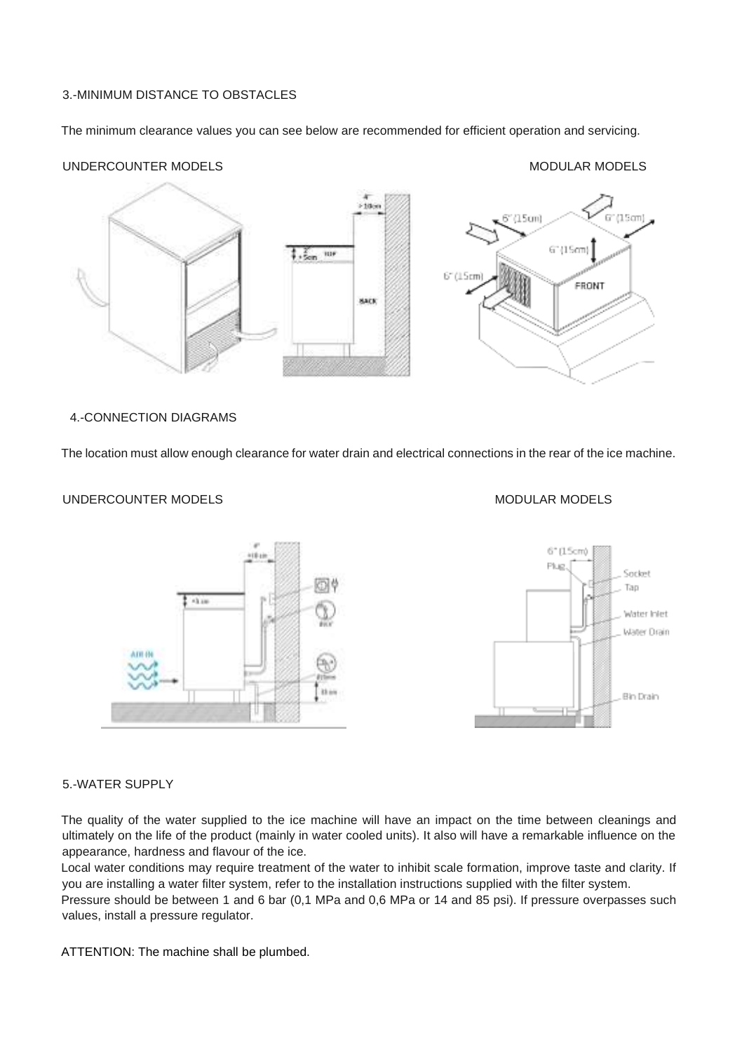## 3.-MINIMUM DISTANCE TO OBSTACLES

The minimum clearance values you can see below are recommended for efficient operation and servicing.

UNDERCOUNTER MODELS

MODULAR MODELS

## 4.-CONNECTION DIAGRAMS

The location must allow enough clearance for water drain and electrical connections in the rear of the ice machine.

UNDERCOUNTER MODELS

MODULAR MODELS

## 5.-WATER SUPPLY

The quality of the water supplied to the ice machine will have an impact on the time between cleanings and ultimately on the life of the product (mainly in water cooled units). It also will have a remarkable influence on the appearance, hardness and flavour of the ice.

Local water conditions may require treatment of the water to inhibit scale formation, improve taste and clarity. If you are installing a water filter system, refer to the installation instructions supplied with the filter system.

Pressure should be between 1 and 6 bar (0,1 MPa and 0,6 MPa or 14 and 85 psi). If pressure overpasses such values, install a pressure regulator.

ATTENTION: The machine shall be plumbed.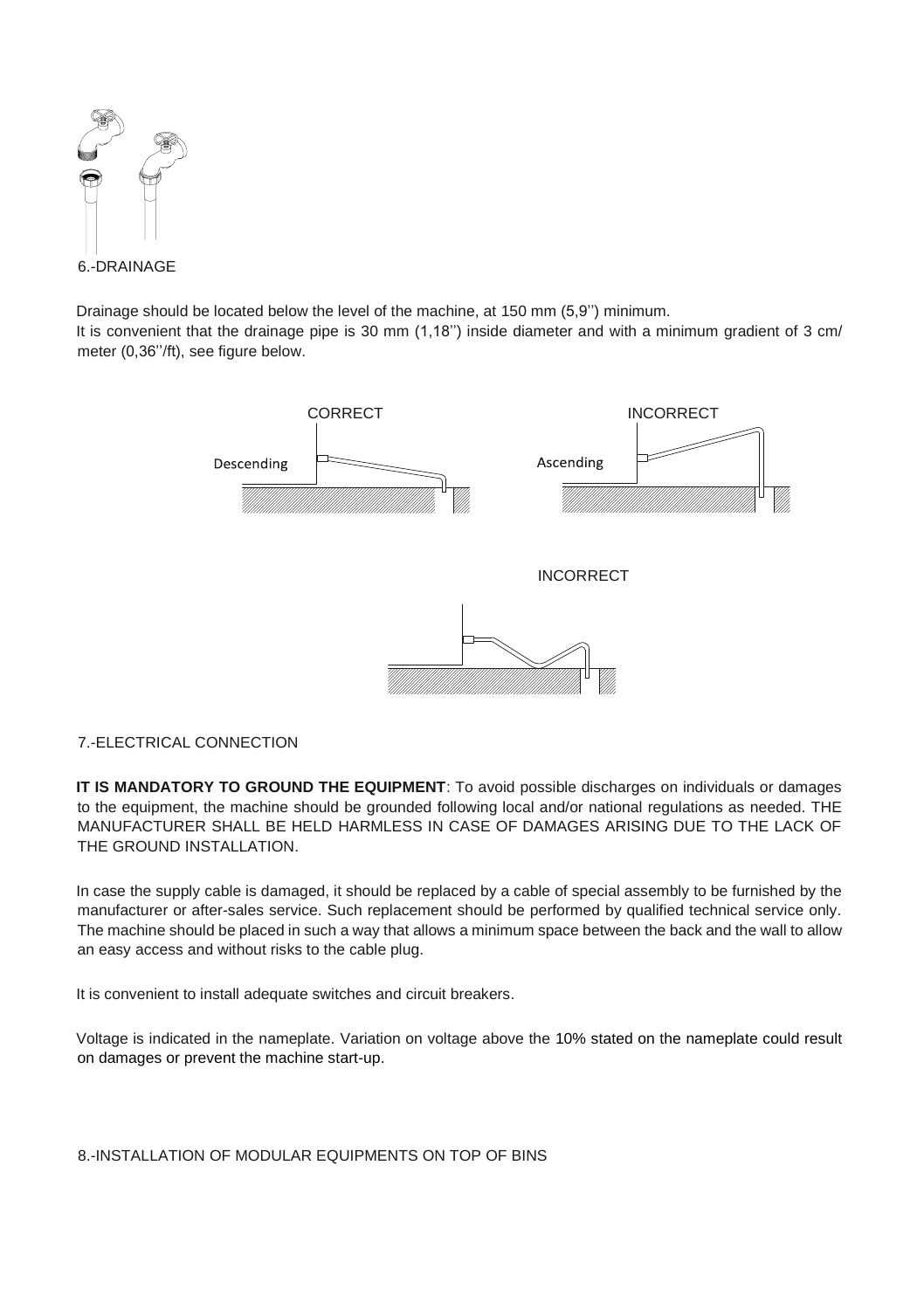## 6.-DRAINAGE

Drainage should be located below the level of the machine, at 150 mm (5,9'') minimum.
It is convenient that the drainage pipe is 30 mm (1,18'') inside diameter and with a minimum gradient of 3 cm/ meter (0,36''/ft), see figure below.

CORRECT

Descending

INCORRECT

Ascending

INCORRECT

## 7.-ELECTRICAL CONNECTION

**IT IS MANDATORY TO GROUND THE EQUIPMENT**: To avoid possible discharges on individuals or damages to the equipment, the machine should be grounded following local and/or national regulations as needed. THE MANUFACTURER SHALL BE HELD HARMLESS IN CASE OF DAMAGES ARISING DUE TO THE LACK OF THE GROUND INSTALLATION.

In case the supply cable is damaged, it should be replaced by a cable of special assembly to be furnished by the manufacturer or after-sales service. Such replacement should be performed by qualified technical service only. The machine should be placed in such a way that allows a minimum space between the back and the wall to allow an easy access and without risks to the cable plug.

It is convenient to install adequate switches and circuit breakers.

Voltage is indicated in the nameplate. Variation on voltage above the 10% stated on the nameplate could result on damages or prevent the machine start-up.

## 8.-INSTALLATION OF MODULAR EQUIPMENTS ON TOP OF BINS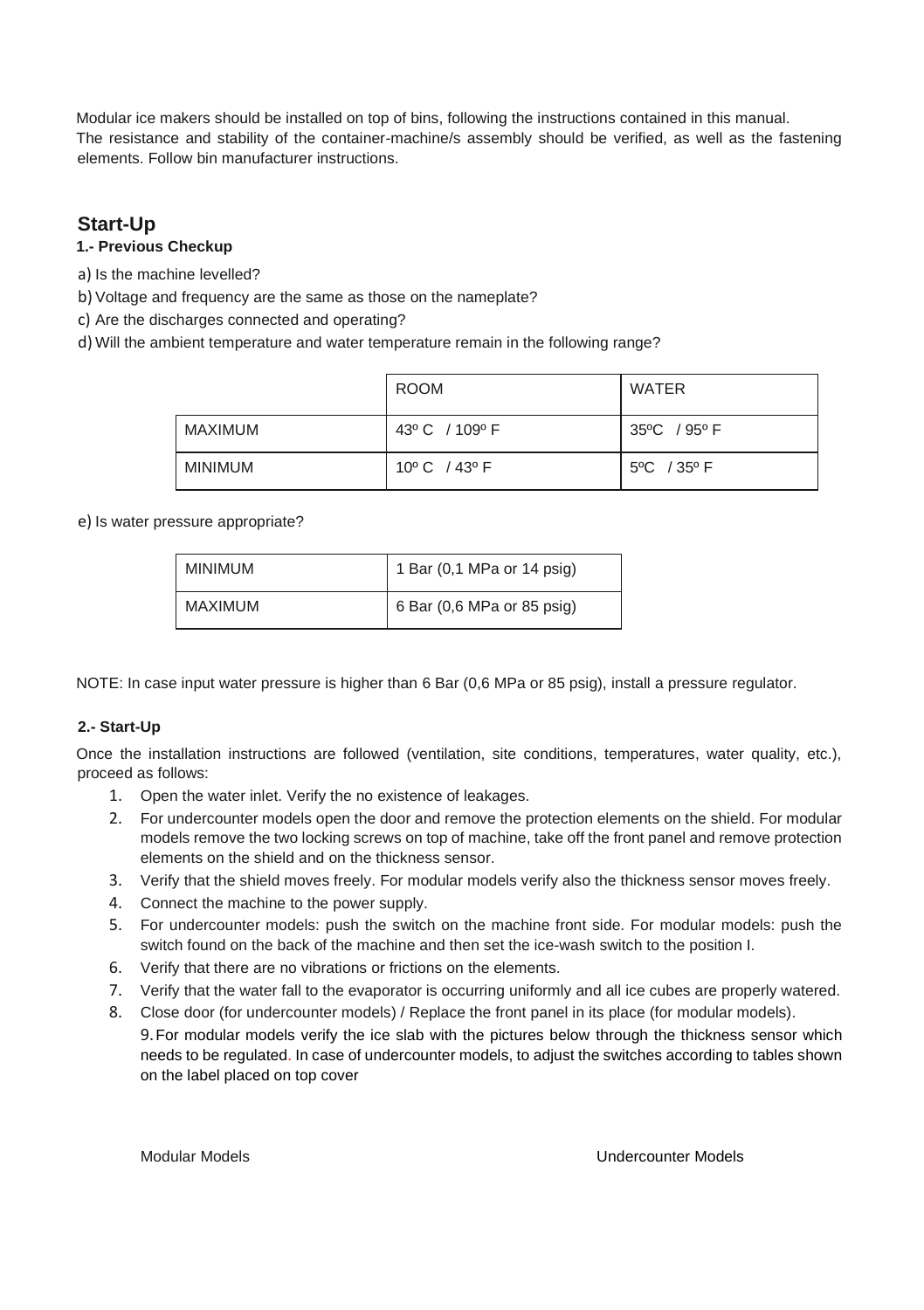Modular ice makers should be installed on top of bins, following the instructions contained in this manual.
The resistance and stability of the container-machine/s assembly should be verified, as well as the fastening elements. Follow bin manufacturer instructions.

## Start-Up

### 1.- Previous Checkup

a) Is the machine levelled?

b) Voltage and frequency are the same as those on the nameplate?

c) Are the discharges connected and operating?

d) Will the ambient temperature and water temperature remain in the following range?

| | ROOM | WATER |
|---|---|---|
| MAXIMUM | 43º C / 109º F | 35ºC / 95º F |
| MINIMUM | 10º C / 43º F | 5ºC / 35º F |

e) Is water pressure appropriate?

| | |
|---|---|
| MINIMUM | 1 Bar (0,1 MPa or 14 psig) |
| MAXIMUM | 6 Bar (0,6 MPa or 85 psig) |

NOTE: In case input water pressure is higher than 6 Bar (0,6 MPa or 85 psig), install a pressure regulator.

### 2.- Start-Up

Once the installation instructions are followed (ventilation, site conditions, temperatures, water quality, etc.), proceed as follows:

1. Open the water inlet. Verify the no existence of leakages.
2. For undercounter models open the door and remove the protection elements on the shield. For modular models remove the two locking screws on top of machine, take off the front panel and remove protection elements on the shield and on the thickness sensor.
3. Verify that the shield moves freely. For modular models verify also the thickness sensor moves freely.
4. Connect the machine to the power supply.
5. For undercounter models: push the switch on the machine front side. For modular models: push the switch found on the back of the machine and then set the ice-wash switch to the position I.
6. Verify that there are no vibrations or frictions on the elements.
7. Verify that the water fall to the evaporator is occurring uniformly and all ice cubes are properly watered.
8. Close door (for undercounter models) / Replace the front panel in its place (for modular models).
9. For modular models verify the ice slab with the pictures below through the thickness sensor which needs to be regulated. In case of undercounter models, to adjust the switches according to tables shown on the label placed on top cover

Modular Models

Undercounter Models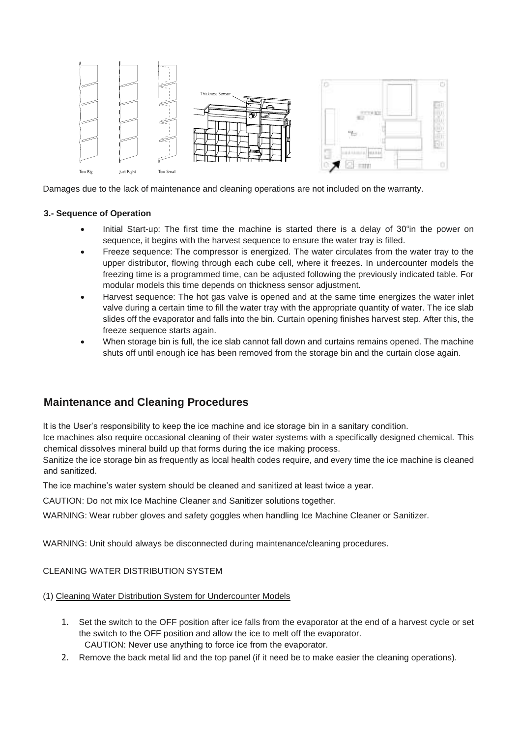Too Big    Just Right    Too Small

Thickness Sensor

Damages due to the lack of maintenance and cleaning operations are not included on the warranty.

**3.- Sequence of Operation**

- Initial Start-up: The first time the machine is started there is a delay of 30"in the power on sequence, it begins with the harvest sequence to ensure the water tray is filled.
- Freeze sequence: The compressor is energized. The water circulates from the water tray to the upper distributor, flowing through each cube cell, where it freezes. In undercounter models the freezing time is a programmed time, can be adjusted following the previously indicated table. For modular models this time depends on thickness sensor adjustment.
- Harvest sequence: The hot gas valve is opened and at the same time energizes the water inlet valve during a certain time to fill the water tray with the appropriate quantity of water. The ice slab slides off the evaporator and falls into the bin. Curtain opening finishes harvest step. After this, the freeze sequence starts again.
- When storage bin is full, the ice slab cannot fall down and curtains remains opened. The machine shuts off until enough ice has been removed from the storage bin and the curtain close again.

## Maintenance and Cleaning Procedures

It is the User's responsibility to keep the ice machine and ice storage bin in a sanitary condition.

Ice machines also require occasional cleaning of their water systems with a specifically designed chemical. This chemical dissolves mineral build up that forms during the ice making process.

Sanitize the ice storage bin as frequently as local health codes require, and every time the ice machine is cleaned and sanitized.

The ice machine's water system should be cleaned and sanitized at least twice a year.

CAUTION: Do not mix Ice Machine Cleaner and Sanitizer solutions together.

WARNING: Wear rubber gloves and safety goggles when handling Ice Machine Cleaner or Sanitizer.

WARNING: Unit should always be disconnected during maintenance/cleaning procedures.

CLEANING WATER DISTRIBUTION SYSTEM

(1) Cleaning Water Distribution System for Undercounter Models

1. Set the switch to the OFF position after ice falls from the evaporator at the end of a harvest cycle or set the switch to the OFF position and allow the ice to melt off the evaporator.
   CAUTION: Never use anything to force ice from the evaporator.
2. Remove the back metal lid and the top panel (if it need be to make easier the cleaning operations).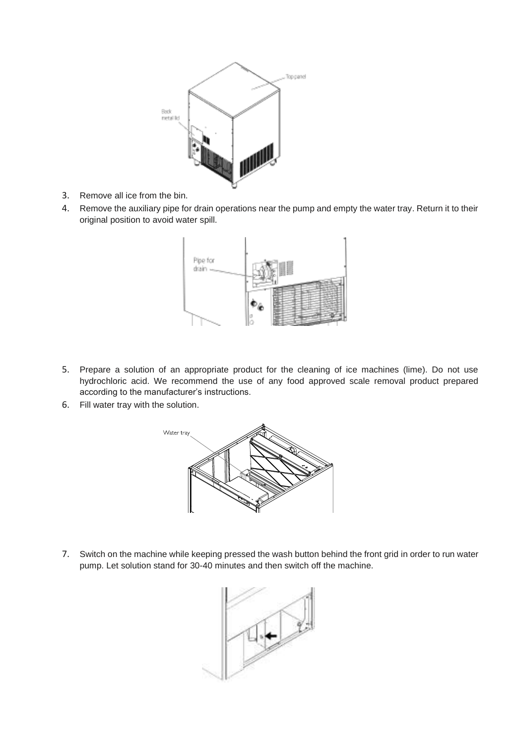3. Remove all ice from the bin.
4. Remove the auxiliary pipe for drain operations near the pump and empty the water tray. Return it to their original position to avoid water spill.
5. Prepare a solution of an appropriate product for the cleaning of ice machines (lime). Do not use hydrochloric acid. We recommend the use of any food approved scale removal product prepared according to the manufacturer's instructions.
6. Fill water tray with the solution.
7. Switch on the machine while keeping pressed the wash button behind the front grid in order to run water pump. Let solution stand for 30-40 minutes and then switch off the machine.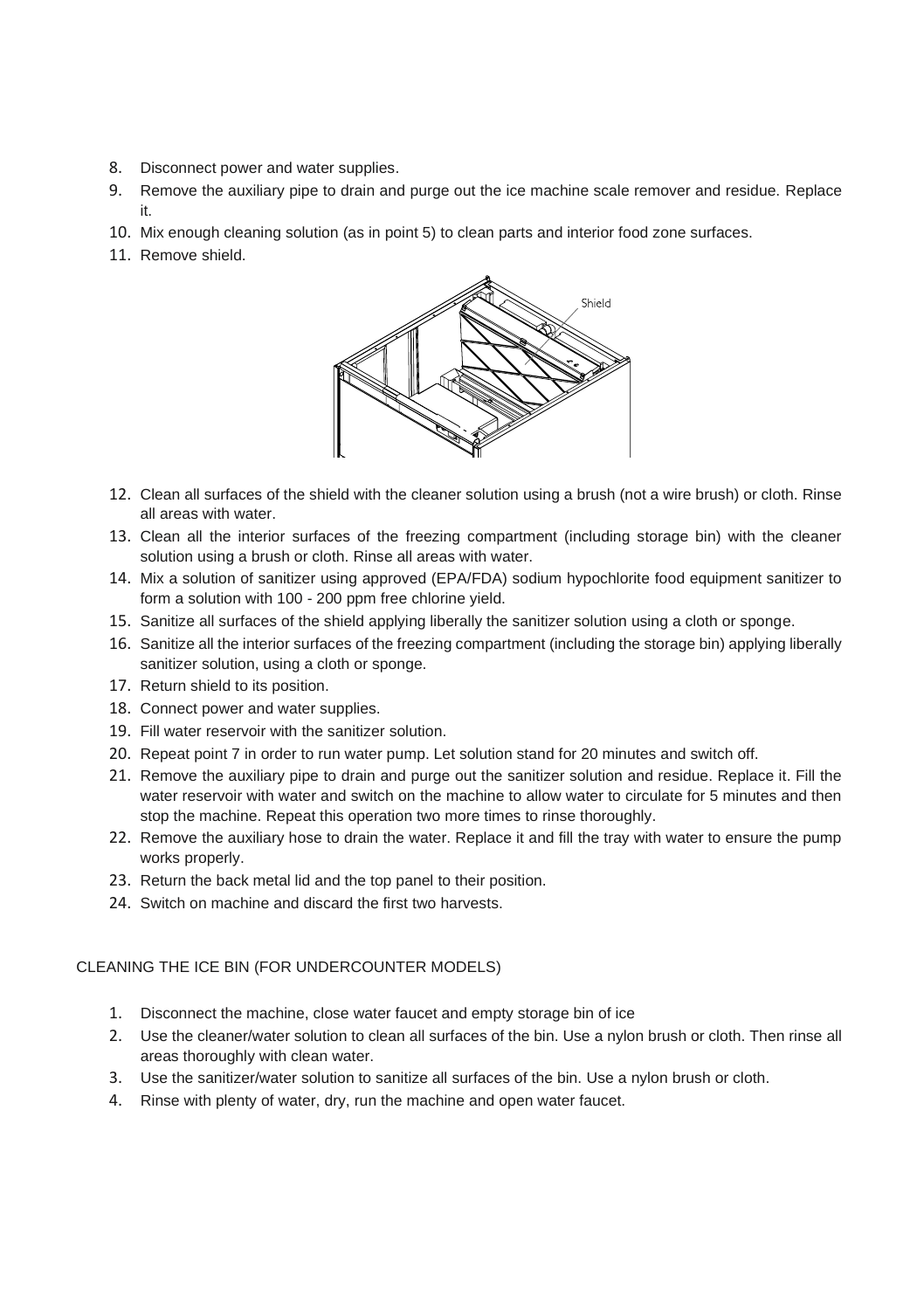8. Disconnect power and water supplies.
9. Remove the auxiliary pipe to drain and purge out the ice machine scale remover and residue. Replace it.
10. Mix enough cleaning solution (as in point 5) to clean parts and interior food zone surfaces.
11. Remove shield.
12. Clean all surfaces of the shield with the cleaner solution using a brush (not a wire brush) or cloth. Rinse all areas with water.
13. Clean all the interior surfaces of the freezing compartment (including storage bin) with the cleaner solution using a brush or cloth. Rinse all areas with water.
14. Mix a solution of sanitizer using approved (EPA/FDA) sodium hypochlorite food equipment sanitizer to form a solution with 100 - 200 ppm free chlorine yield.
15. Sanitize all surfaces of the shield applying liberally the sanitizer solution using a cloth or sponge.
16. Sanitize all the interior surfaces of the freezing compartment (including the storage bin) applying liberally sanitizer solution, using a cloth or sponge.
17. Return shield to its position.
18. Connect power and water supplies.
19. Fill water reservoir with the sanitizer solution.
20. Repeat point 7 in order to run water pump. Let solution stand for 20 minutes and switch off.
21. Remove the auxiliary pipe to drain and purge out the sanitizer solution and residue. Replace it. Fill the water reservoir with water and switch on the machine to allow water to circulate for 5 minutes and then stop the machine. Repeat this operation two more times to rinse thoroughly.
22. Remove the auxiliary hose to drain the water. Replace it and fill the tray with water to ensure the pump works properly.
23. Return the back metal lid and the top panel to their position.
24. Switch on machine and discard the first two harvests.

CLEANING THE ICE BIN (FOR UNDERCOUNTER MODELS)

1. Disconnect the machine, close water faucet and empty storage bin of ice
2. Use the cleaner/water solution to clean all surfaces of the bin. Use a nylon brush or cloth. Then rinse all areas thoroughly with clean water.
3. Use the sanitizer/water solution to sanitize all surfaces of the bin. Use a nylon brush or cloth.
4. Rinse with plenty of water, dry, run the machine and open water faucet.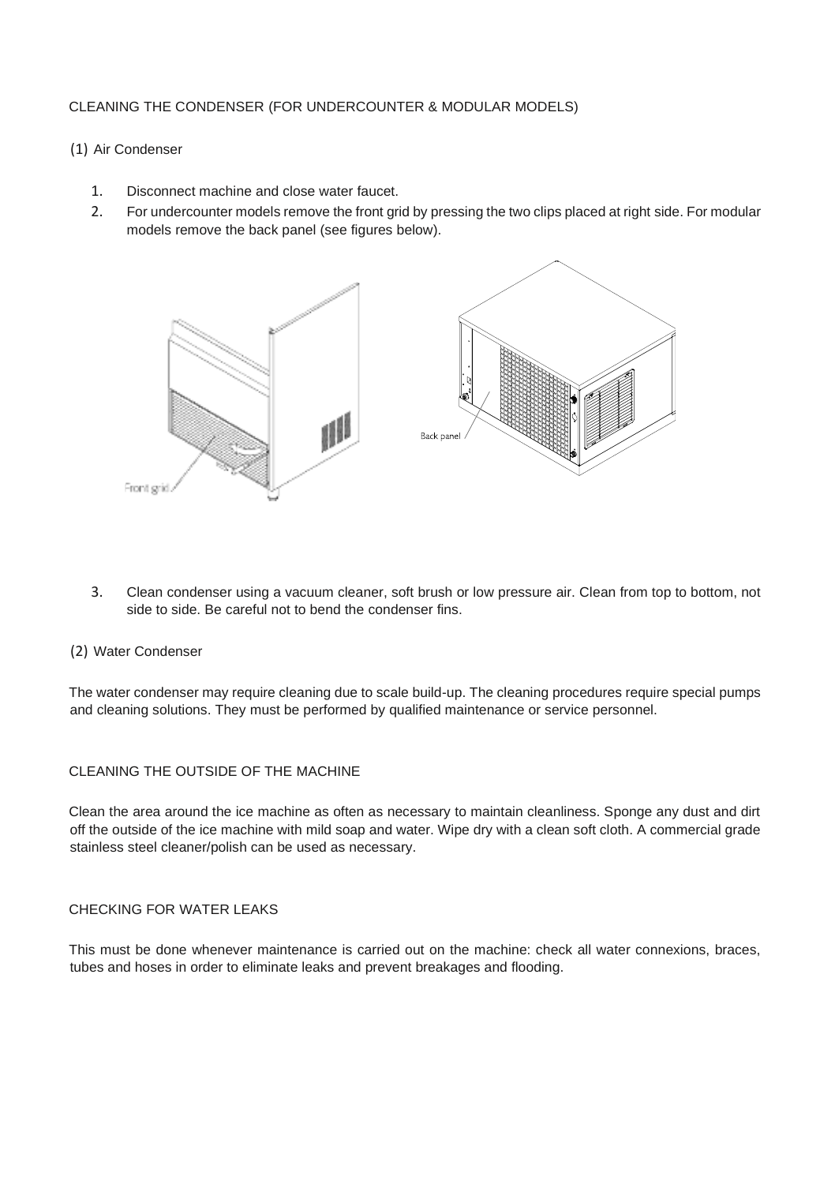## CLEANING THE CONDENSER (FOR UNDERCOUNTER & MODULAR MODELS)

(1) Air Condenser

1. Disconnect machine and close water faucet.
2. For undercounter models remove the front grid by pressing the two clips placed at right side. For modular models remove the back panel (see figures below).

Front grid

Back panel

3. Clean condenser using a vacuum cleaner, soft brush or low pressure air. Clean from top to bottom, not side to side. Be careful not to bend the condenser fins.

(2) Water Condenser

The water condenser may require cleaning due to scale build-up. The cleaning procedures require special pumps and cleaning solutions. They must be performed by qualified maintenance or service personnel.

## CLEANING THE OUTSIDE OF THE MACHINE

Clean the area around the ice machine as often as necessary to maintain cleanliness. Sponge any dust and dirt off the outside of the ice machine with mild soap and water. Wipe dry with a clean soft cloth. A commercial grade stainless steel cleaner/polish can be used as necessary.

## CHECKING FOR WATER LEAKS

This must be done whenever maintenance is carried out on the machine: check all water connexions, braces, tubes and hoses in order to eliminate leaks and prevent breakages and flooding.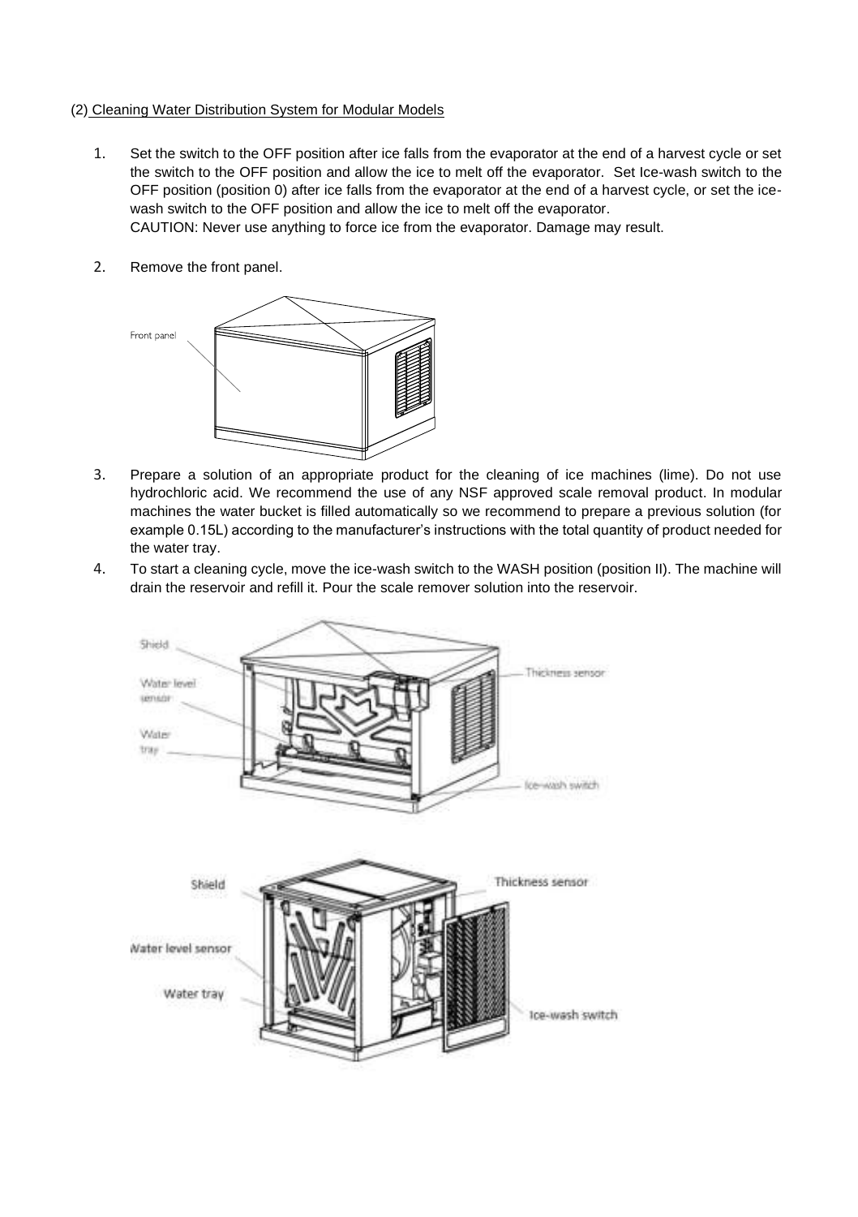(2) Cleaning Water Distribution System for Modular Models

1. Set the switch to the OFF position after ice falls from the evaporator at the end of a harvest cycle or set the switch to the OFF position and allow the ice to melt off the evaporator. Set Ice-wash switch to the OFF position (position 0) after ice falls from the evaporator at the end of a harvest cycle, or set the ice-wash switch to the OFF position and allow the ice to melt off the evaporator.
   CAUTION: Never use anything to force ice from the evaporator. Damage may result.

2. Remove the front panel.

3. Prepare a solution of an appropriate product for the cleaning of ice machines (lime). Do not use hydrochloric acid. We recommend the use of any NSF approved scale removal product. In modular machines the water bucket is filled automatically so we recommend to prepare a previous solution (for example 0.15L) according to the manufacturer's instructions with the total quantity of product needed for the water tray.

4. To start a cleaning cycle, move the ice-wash switch to the WASH position (position II). The machine will drain the reservoir and refill it. Pour the scale remover solution into the reservoir.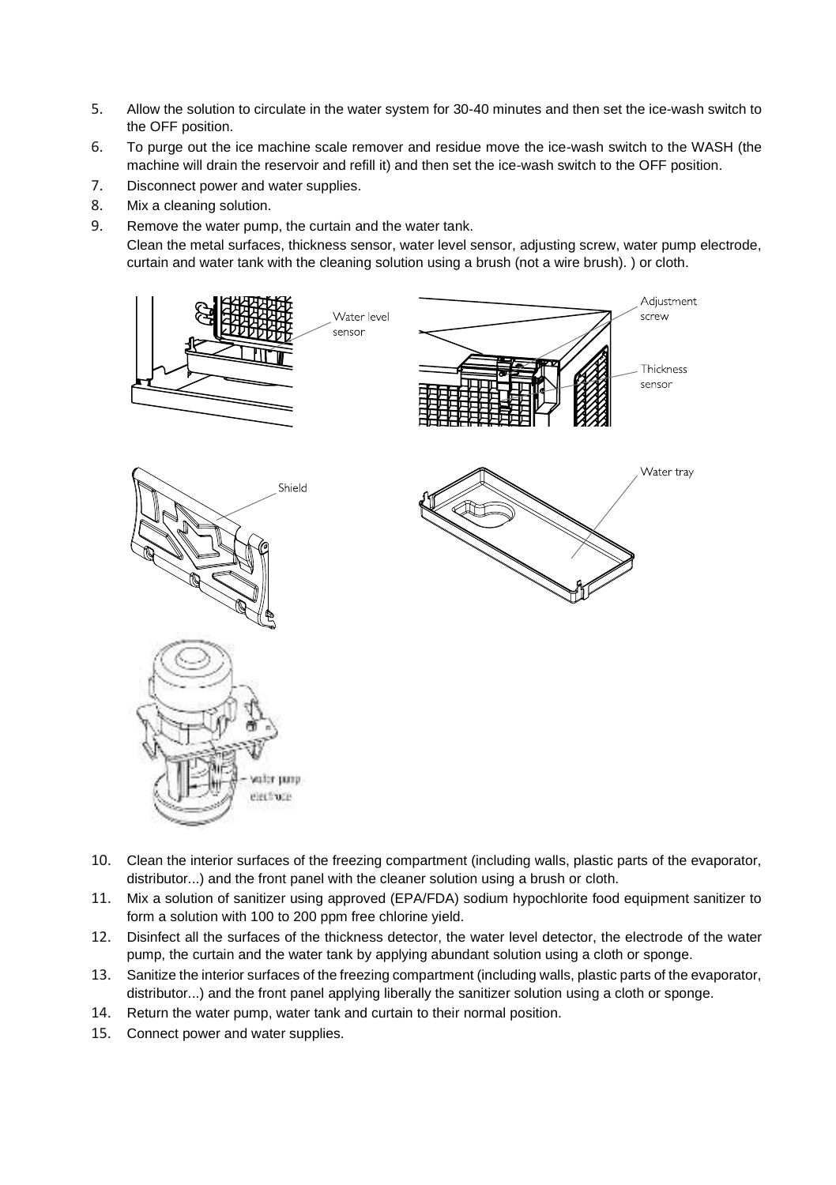5. Allow the solution to circulate in the water system for 30-40 minutes and then set the ice-wash switch to the OFF position.
6. To purge out the ice machine scale remover and residue move the ice-wash switch to the WASH (the machine will drain the reservoir and refill it) and then set the ice-wash switch to the OFF position.
7. Disconnect power and water supplies.
8. Mix a cleaning solution.
9. Remove the water pump, the curtain and the water tank.
   Clean the metal surfaces, thickness sensor, water level sensor, adjusting screw, water pump electrode, curtain and water tank with the cleaning solution using a brush (not a wire brush). ) or cloth.

10. Clean the interior surfaces of the freezing compartment (including walls, plastic parts of the evaporator, distributor...) and the front panel with the cleaner solution using a brush or cloth.
11. Mix a solution of sanitizer using approved (EPA/FDA) sodium hypochlorite food equipment sanitizer to form a solution with 100 to 200 ppm free chlorine yield.
12. Disinfect all the surfaces of the thickness detector, the water level detector, the electrode of the water pump, the curtain and the water tank by applying abundant solution using a cloth or sponge.
13. Sanitize the interior surfaces of the freezing compartment (including walls, plastic parts of the evaporator, distributor...) and the front panel applying liberally the sanitizer solution using a cloth or sponge.
14. Return the water pump, water tank and curtain to their normal position.
15. Connect power and water supplies.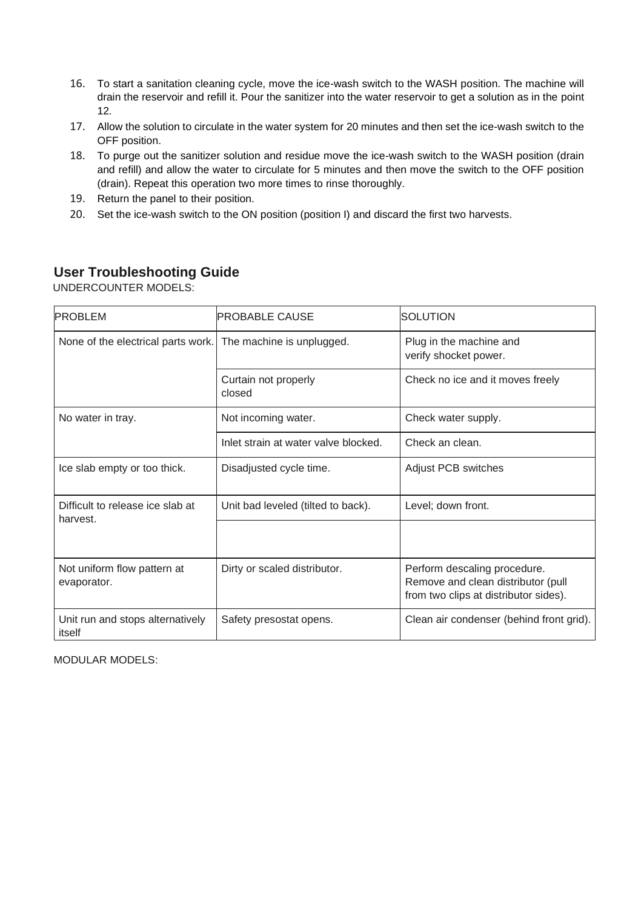16. To start a sanitation cleaning cycle, move the ice-wash switch to the WASH position. The machine will drain the reservoir and refill it. Pour the sanitizer into the water reservoir to get a solution as in the point 12.
17. Allow the solution to circulate in the water system for 20 minutes and then set the ice-wash switch to the OFF position.
18. To purge out the sanitizer solution and residue move the ice-wash switch to the WASH position (drain and refill) and allow the water to circulate for 5 minutes and then move the switch to the OFF position (drain). Repeat this operation two more times to rinse thoroughly.
19. Return the panel to their position.
20. Set the ice-wash switch to the ON position (position I) and discard the first two harvests.

## User Troubleshooting Guide

UNDERCOUNTER MODELS:

| PROBLEM | PROBABLE CAUSE | SOLUTION |
|---|---|---|
| None of the electrical parts work. | The machine is unplugged. | Plug in the machine and verify shocket power. |
| | Curtain not properly closed | Check no ice and it moves freely |
| No water in tray. | Not incoming water. | Check water supply. |
| | Inlet strain at water valve blocked. | Check an clean. |
| Ice slab empty or too thick. | Disadjusted cycle time. | Adjust PCB switches |
| Difficult to release ice slab at harvest. | Unit bad leveled (tilted to back). | Level; down front. |
| | | |
| Not uniform flow pattern at evaporator. | Dirty or scaled distributor. | Perform descaling procedure. Remove and clean distributor (pull from two clips at distributor sides). |
| Unit run and stops alternatively itself | Safety presostat opens. | Clean air condenser (behind front grid). |

MODULAR MODELS: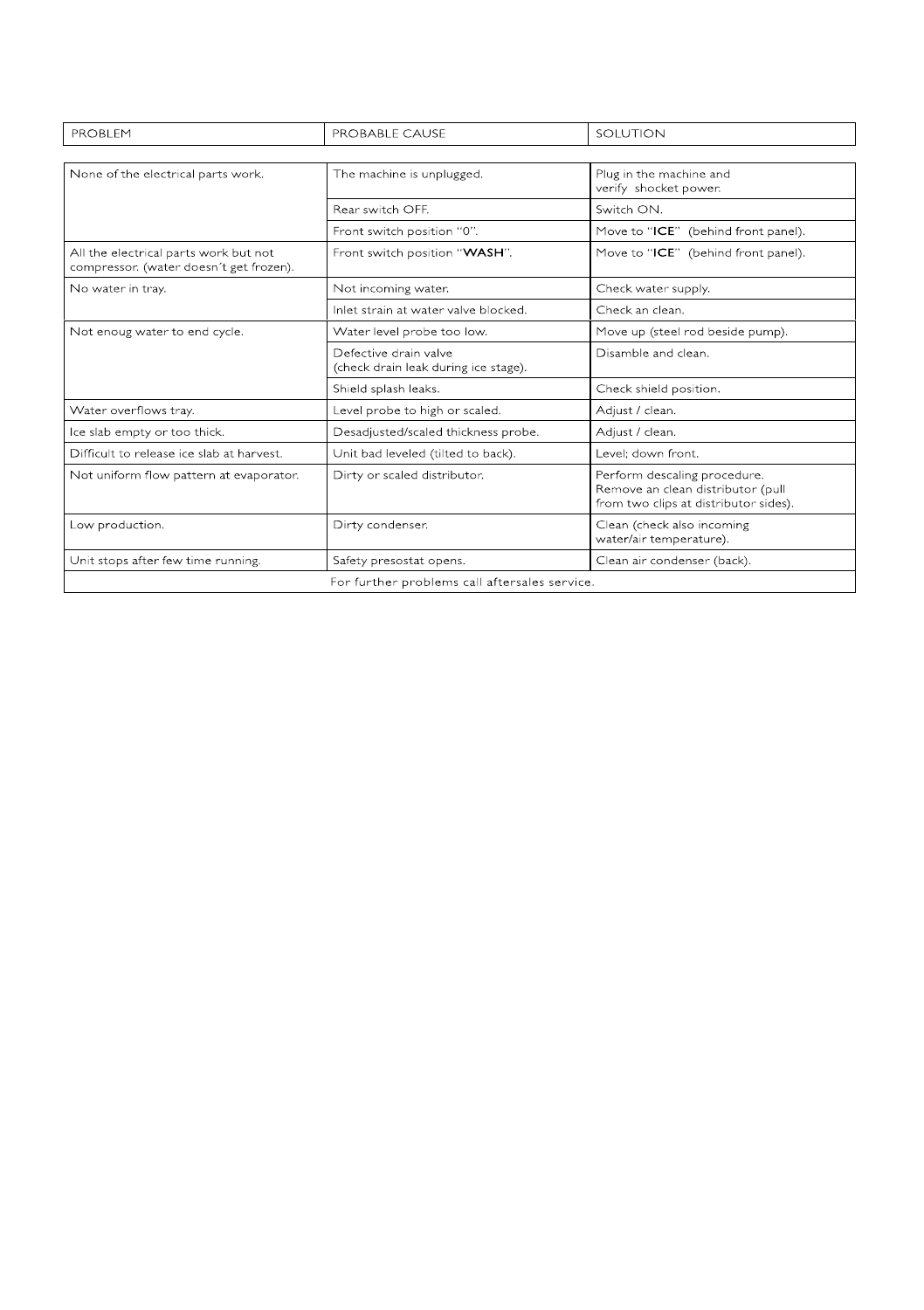| PROBLEM | PROBABLE CAUSE | SOLUTION |
|---|---|---|
| None of the electrical parts work. | The machine is unplugged. | Plug in the machine and verify shocket power. |
| | Rear switch OFF. | Switch ON. |
| | Front switch position "0". | Move to "**ICE**" (behind front panel). |
| All the electrical parts work but not compressor. (water doesn´t get frozen). | Front switch position "**WASH**". | Move to "**ICE**" (behind front panel). |
| No water in tray. | Not incoming water. | Check water supply. |
| | Inlet strain at water valve blocked. | Check an clean. |
| Not enoug water to end cycle. | Water level probe too low. | Move up (steel rod beside pump). |
| | Defective drain valve (check drain leak during ice stage). | Disamble and clean. |
| | Shield splash leaks. | Check shield position. |
| Water overflows tray. | Level probe to high or scaled. | Adjust / clean. |
| Ice slab empty or too thick. | Desadjusted/scaled thickness probe. | Adjust / clean. |
| Difficult to release ice slab at harvest. | Unit bad leveled (tilted to back). | Level; down front. |
| Not uniform flow pattern at evaporator. | Dirty or scaled distributor. | Perform descaling procedure. Remove an clean distributor (pull from two clips at distributor sides). |
| Low production. | Dirty condenser. | Clean (check also incoming water/air temperature). |
| Unit stops after few time running. | Safety presostat opens. | Clean air condenser (back). |
| For further problems call aftersales service. | | |